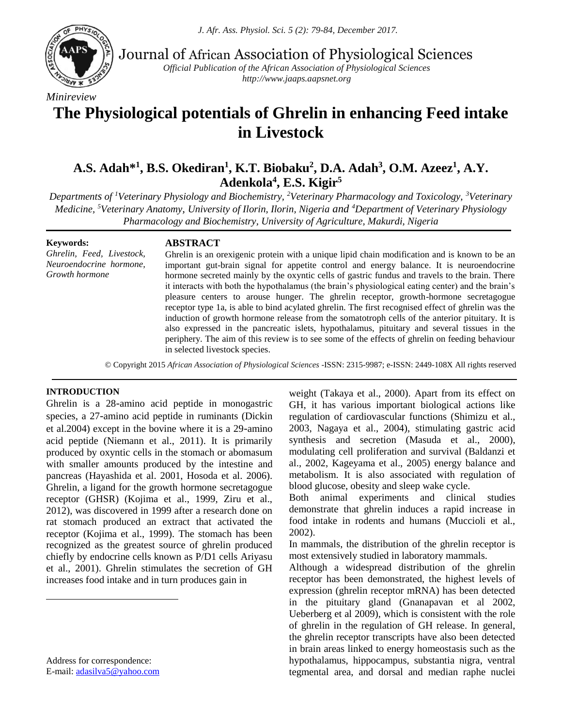Journal of African Association of Physiological Sciences

*Official Publication of the African Association of Physiological Sciences*
*http://www.jaaps.aapsnet.org*

*Minireview*

# The Physiological potentials of Ghrelin in enhancing Feed intake in Livestock

**A.S. Adah*[1], B.S. Okediran[1], K.T. Biobaku[2], D.A. Adah[3], O.M. Azeez[1], A.Y. Adenkola[4], E.S. Kigir[5]**

*Departments of [1]Veterinary Physiology and Biochemistry, [2]Veterinary Pharmacology and Toxicology, [3]Veterinary Medicine, [5]Veterinary Anatomy, University of Ilorin, Ilorin, Nigeria and [4]Department of Veterinary Physiology Pharmacology and Biochemistry, University of Agriculture, Makurdi, Nigeria*

**Keywords:**
*Ghrelin, Feed, Livestock, Neuroendocrine hormone, Growth hormone*

## ABSTRACT

Ghrelin is an orexigenic protein with a unique lipid chain modification and is known to be an important gut-brain signal for appetite control and energy balance. It is neuroendocrine hormone secreted mainly by the oxyntic cells of gastric fundus and travels to the brain. There it interacts with both the hypothalamus (the brain's physiological eating center) and the brain's pleasure centers to arouse hunger. The ghrelin receptor, growth-hormone secretagogue receptor type 1a, is able to bind acylated ghrelin. The first recognised effect of ghrelin was the induction of growth hormone release from the somatotroph cells of the anterior pituitary. It is also expressed in the pancreatic islets, hypothalamus, pituitary and several tissues in the periphery. The aim of this review is to see some of the effects of ghrelin on feeding behaviour in selected livestock species.

© Copyright 2015 *African Association of Physiological Sciences* -ISSN: 2315-9987; e-ISSN: 2449-108X All rights reserved

## INTRODUCTION

Ghrelin is a 28-amino acid peptide in monogastric species, a 27-amino acid peptide in ruminants (Dickin et al.2004) except in the bovine where it is a 29-amino acid peptide (Niemann et al., 2011). It is primarily produced by oxyntic cells in the stomach or abomasum with smaller amounts produced by the intestine and pancreas (Hayashida et al. 2001, Hosoda et al. 2006). Ghrelin, a ligand for the growth hormone secretagogue receptor (GHSR) (Kojima et al., 1999, Ziru et al., 2012), was discovered in 1999 after a research done on rat stomach produced an extract that activated the receptor (Kojima et al., 1999). The stomach has been recognized as the greatest source of ghrelin produced chiefly by endocrine cells known as P/D1 cells Ariyasu et al., 2001). Ghrelin stimulates the secretion of GH increases food intake and in turn produces gain in weight (Takaya et al., 2000). Apart from its effect on GH, it has various important biological actions like regulation of cardiovascular functions (Shimizu et al., 2003, Nagaya et al., 2004), stimulating gastric acid synthesis and secretion (Masuda et al., 2000), modulating cell proliferation and survival (Baldanzi et al., 2002, Kageyama et al., 2005) energy balance and metabolism. It is also associated with regulation of blood glucose, obesity and sleep wake cycle.

Both animal experiments and clinical studies demonstrate that ghrelin induces a rapid increase in food intake in rodents and humans (Muccioli et al., 2002).

In mammals, the distribution of the ghrelin receptor is most extensively studied in laboratory mammals.

Although a widespread distribution of the ghrelin receptor has been demonstrated, the highest levels of expression (ghrelin receptor mRNA) has been detected in the pituitary gland (Gnanapavan et al 2002, Ueberberg et al 2009), which is consistent with the role of ghrelin in the regulation of GH release. In general, the ghrelin receptor transcripts have also been detected in brain areas linked to energy homeostasis such as the hypothalamus, hippocampus, substantia nigra, ventral tegmental area, and dorsal and median raphe nuclei

Address for correspondence:
E-mail: adasilva5@yahoo.com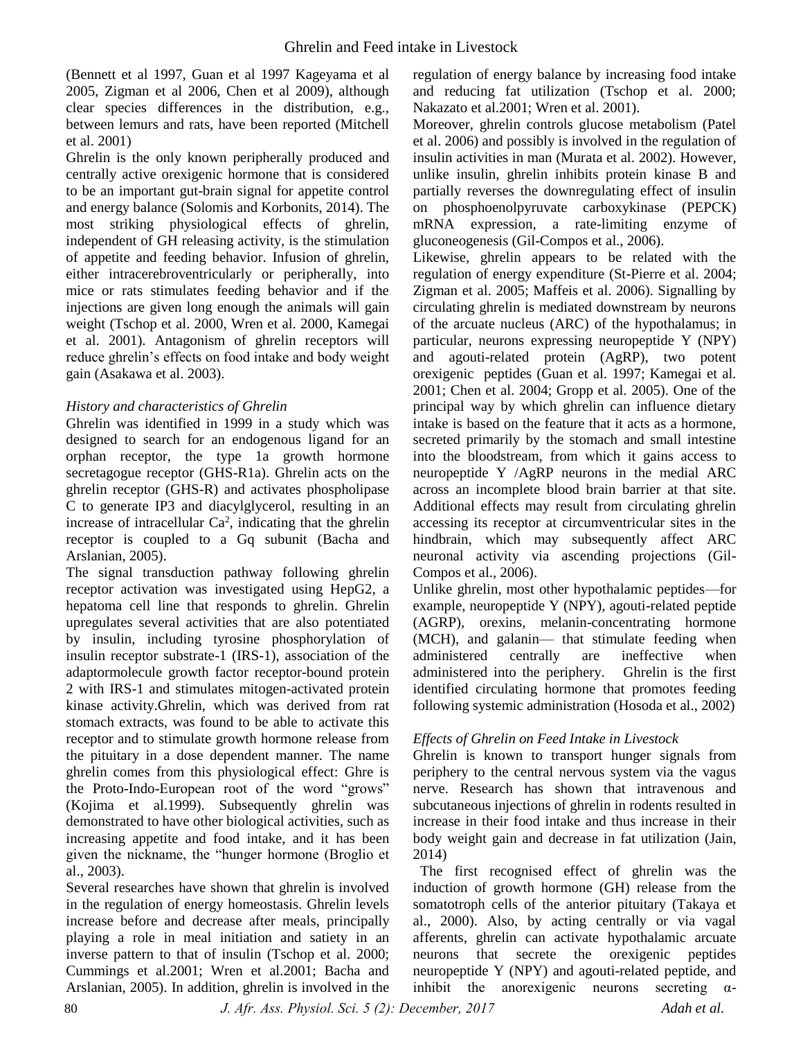(Bennett et al 1997, Guan et al 1997 Kageyama et al 2005, Zigman et al 2006, Chen et al 2009), although clear species differences in the distribution, e.g., between lemurs and rats, have been reported (Mitchell et al. 2001)

Ghrelin is the only known peripherally produced and centrally active orexigenic hormone that is considered to be an important gut-brain signal for appetite control and energy balance (Solomis and Korbonits, 2014). The most striking physiological effects of ghrelin, independent of GH releasing activity, is the stimulation of appetite and feeding behavior. Infusion of ghrelin, either intracerebroventricularly or peripherally, into mice or rats stimulates feeding behavior and if the injections are given long enough the animals will gain weight (Tschop et al. 2000, Wren et al. 2000, Kamegai et al. 2001). Antagonism of ghrelin receptors will reduce ghrelin's effects on food intake and body weight gain (Asakawa et al. 2003).

*History and characteristics of Ghrelin*

Ghrelin was identified in 1999 in a study which was designed to search for an endogenous ligand for an orphan receptor, the type 1a growth hormone secretagogue receptor (GHS-R1a). Ghrelin acts on the ghrelin receptor (GHS-R) and activates phospholipase C to generate IP3 and diacylglycerol, resulting in an increase of intracellular $Ca^2$, indicating that the ghrelin receptor is coupled to a Gq subunit (Bacha and Arslanian, 2005).

The signal transduction pathway following ghrelin receptor activation was investigated using HepG2, a hepatoma cell line that responds to ghrelin. Ghrelin upregulates several activities that are also potentiated by insulin, including tyrosine phosphorylation of insulin receptor substrate-1 (IRS-1), association of the adaptormolecule growth factor receptor-bound protein 2 with IRS-1 and stimulates mitogen-activated protein kinase activity.Ghrelin, which was derived from rat stomach extracts, was found to be able to activate this receptor and to stimulate growth hormone release from the pituitary in a dose dependent manner. The name ghrelin comes from this physiological effect: Ghre is the Proto-Indo-European root of the word "grows" (Kojima et al.1999). Subsequently ghrelin was demonstrated to have other biological activities, such as increasing appetite and food intake, and it has been given the nickname, the "hunger hormone (Broglio et al., 2003).

Several researches have shown that ghrelin is involved in the regulation of energy homeostasis. Ghrelin levels increase before and decrease after meals, principally playing a role in meal initiation and satiety in an inverse pattern to that of insulin (Tschop et al. 2000; Cummings et al.2001; Wren et al.2001; Bacha and Arslanian, 2005). In addition, ghrelin is involved in the regulation of energy balance by increasing food intake and reducing fat utilization (Tschop et al. 2000; Nakazato et al.2001; Wren et al. 2001).

Moreover, ghrelin controls glucose metabolism (Patel et al. 2006) and possibly is involved in the regulation of insulin activities in man (Murata et al. 2002). However, unlike insulin, ghrelin inhibits protein kinase B and partially reverses the downregulating effect of insulin on phosphoenolpyruvate carboxykinase (PEPCK) mRNA expression, a rate-limiting enzyme of gluconeogenesis (Gil-Compos et al., 2006).

Likewise, ghrelin appears to be related with the regulation of energy expenditure (St-Pierre et al. 2004; Zigman et al. 2005; Maffeis et al. 2006). Signalling by circulating ghrelin is mediated downstream by neurons of the arcuate nucleus (ARC) of the hypothalamus; in particular, neurons expressing neuropeptide Y (NPY) and agouti-related protein (AgRP), two potent orexigenic peptides (Guan et al. 1997; Kamegai et al. 2001; Chen et al. 2004; Gropp et al. 2005). One of the principal way by which ghrelin can influence dietary intake is based on the feature that it acts as a hormone, secreted primarily by the stomach and small intestine into the bloodstream, from which it gains access to neuropeptide Y /AgRP neurons in the medial ARC across an incomplete blood brain barrier at that site. Additional effects may result from circulating ghrelin accessing its receptor at circumventricular sites in the hindbrain, which may subsequently affect ARC neuronal activity via ascending projections (Gil-Compos et al., 2006).

Unlike ghrelin, most other hypothalamic peptides—for example, neuropeptide Y (NPY), agouti-related peptide (AGRP), orexins, melanin-concentrating hormone (MCH), and galanin— that stimulate feeding when administered centrally are ineffective when administered into the periphery. Ghrelin is the first identified circulating hormone that promotes feeding following systemic administration (Hosoda et al., 2002)

*Effects of Ghrelin on Feed Intake in Livestock*

Ghrelin is known to transport hunger signals from periphery to the central nervous system via the vagus nerve. Research has shown that intravenous and subcutaneous injections of ghrelin in rodents resulted in increase in their food intake and thus increase in their body weight gain and decrease in fat utilization (Jain, 2014)

The first recognised effect of ghrelin was the induction of growth hormone (GH) release from the somatotroph cells of the anterior pituitary (Takaya et al., 2000). Also, by acting centrally or via vagal afferents, ghrelin can activate hypothalamic arcuate neurons that secrete the orexigenic peptides neuropeptide Y (NPY) and agouti-related peptide, and inhibit the anorexigenic neurons secreting α-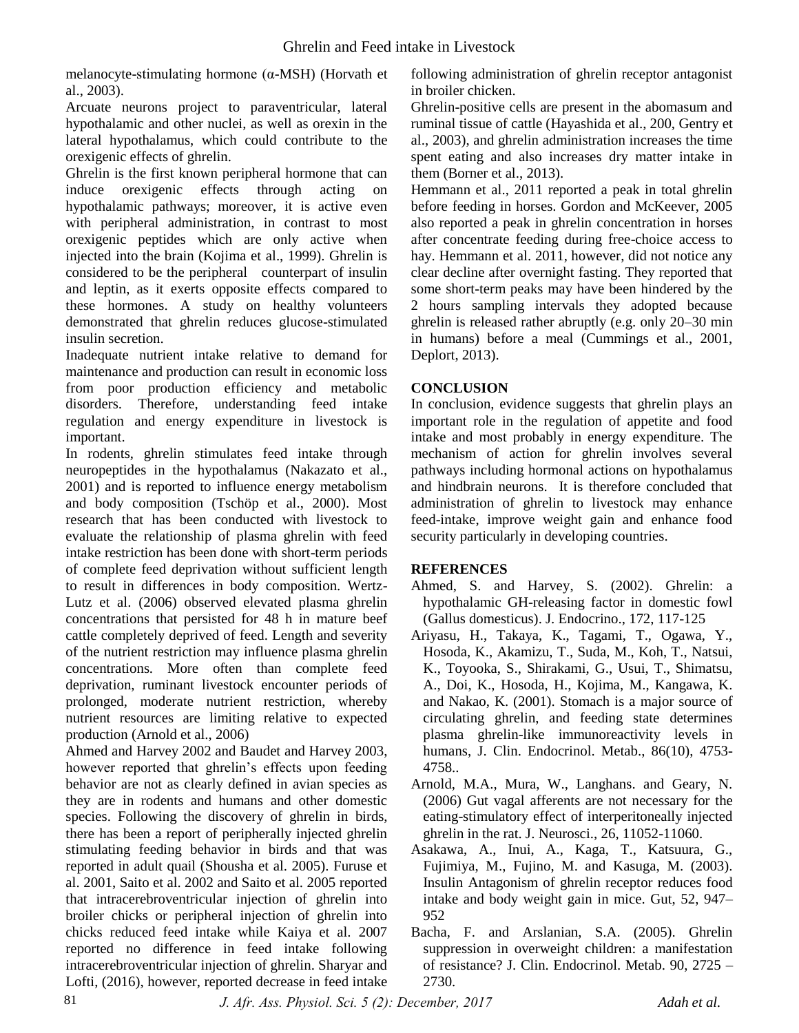melanocyte-stimulating hormone (α-MSH) (Horvath et al., 2003).

Arcuate neurons project to paraventricular, lateral hypothalamic and other nuclei, as well as orexin in the lateral hypothalamus, which could contribute to the orexigenic effects of ghrelin.

Ghrelin is the first known peripheral hormone that can induce orexigenic effects through acting on hypothalamic pathways; moreover, it is active even with peripheral administration, in contrast to most orexigenic peptides which are only active when injected into the brain (Kojima et al., 1999). Ghrelin is considered to be the peripheral counterpart of insulin and leptin, as it exerts opposite effects compared to these hormones. A study on healthy volunteers demonstrated that ghrelin reduces glucose-stimulated insulin secretion.

Inadequate nutrient intake relative to demand for maintenance and production can result in economic loss from poor production efficiency and metabolic disorders. Therefore, understanding feed intake regulation and energy expenditure in livestock is important.

In rodents, ghrelin stimulates feed intake through neuropeptides in the hypothalamus (Nakazato et al., 2001) and is reported to influence energy metabolism and body composition (Tschöp et al., 2000). Most research that has been conducted with livestock to evaluate the relationship of plasma ghrelin with feed intake restriction has been done with short-term periods of complete feed deprivation without sufficient length to result in differences in body composition. Wertz-Lutz et al. (2006) observed elevated plasma ghrelin concentrations that persisted for 48 h in mature beef cattle completely deprived of feed. Length and severity of the nutrient restriction may influence plasma ghrelin concentrations. More often than complete feed deprivation, ruminant livestock encounter periods of prolonged, moderate nutrient restriction, whereby nutrient resources are limiting relative to expected production (Arnold et al., 2006)

Ahmed and Harvey 2002 and Baudet and Harvey 2003, however reported that ghrelin's effects upon feeding behavior are not as clearly defined in avian species as they are in rodents and humans and other domestic species. Following the discovery of ghrelin in birds, there has been a report of peripherally injected ghrelin stimulating feeding behavior in birds and that was reported in adult quail (Shousha et al. 2005). Furuse et al. 2001, Saito et al. 2002 and Saito et al. 2005 reported that intracerebroventricular injection of ghrelin into broiler chicks or peripheral injection of ghrelin into chicks reduced feed intake while Kaiya et al. 2007 reported no difference in feed intake following intracerebroventricular injection of ghrelin. Sharyar and Lofti, (2016), however, reported decrease in feed intake following administration of ghrelin receptor antagonist in broiler chicken.

Ghrelin-positive cells are present in the abomasum and ruminal tissue of cattle (Hayashida et al., 200, Gentry et al., 2003), and ghrelin administration increases the time spent eating and also increases dry matter intake in them (Borner et al., 2013).

Hemmann et al., 2011 reported a peak in total ghrelin before feeding in horses. Gordon and McKeever, 2005 also reported a peak in ghrelin concentration in horses after concentrate feeding during free-choice access to hay. Hemmann et al. 2011, however, did not notice any clear decline after overnight fasting. They reported that some short-term peaks may have been hindered by the 2 hours sampling intervals they adopted because ghrelin is released rather abruptly (e.g. only 20–30 min in humans) before a meal (Cummings et al., 2001, Deplort, 2013).

## CONCLUSION

In conclusion, evidence suggests that ghrelin plays an important role in the regulation of appetite and food intake and most probably in energy expenditure. The mechanism of action for ghrelin involves several pathways including hormonal actions on hypothalamus and hindbrain neurons. It is therefore concluded that administration of ghrelin to livestock may enhance feed-intake, improve weight gain and enhance food security particularly in developing countries.

## REFERENCES

Ahmed, S. and Harvey, S. (2002). Ghrelin: a hypothalamic GH-releasing factor in domestic fowl (Gallus domesticus). J. Endocrino., 172, 117-125

Ariyasu, H., Takaya, K., Tagami, T., Ogawa, Y., Hosoda, K., Akamizu, T., Suda, M., Koh, T., Natsui, K., Toyooka, S., Shirakami, G., Usui, T., Shimatsu, A., Doi, K., Hosoda, H., Kojima, M., Kangawa, K. and Nakao, K. (2001). Stomach is a major source of circulating ghrelin, and feeding state determines plasma ghrelin-like immunoreactivity levels in humans, J. Clin. Endocrinol. Metab., 86(10), 4753-4758..

Arnold, M.A., Mura, W., Langhans. and Geary, N. (2006) Gut vagal afferents are not necessary for the eating-stimulatory effect of interperitoneally injected ghrelin in the rat. J. Neurosci., 26, 11052-11060.

Asakawa, A., Inui, A., Kaga, T., Katsuura, G., Fujimiya, M., Fujino, M. and Kasuga, M. (2003). Insulin Antagonism of ghrelin receptor reduces food intake and body weight gain in mice. Gut, 52, 947–952

Bacha, F. and Arslanian, S.A. (2005). Ghrelin suppression in overweight children: a manifestation of resistance? J. Clin. Endocrinol. Metab. 90, 2725 – 2730.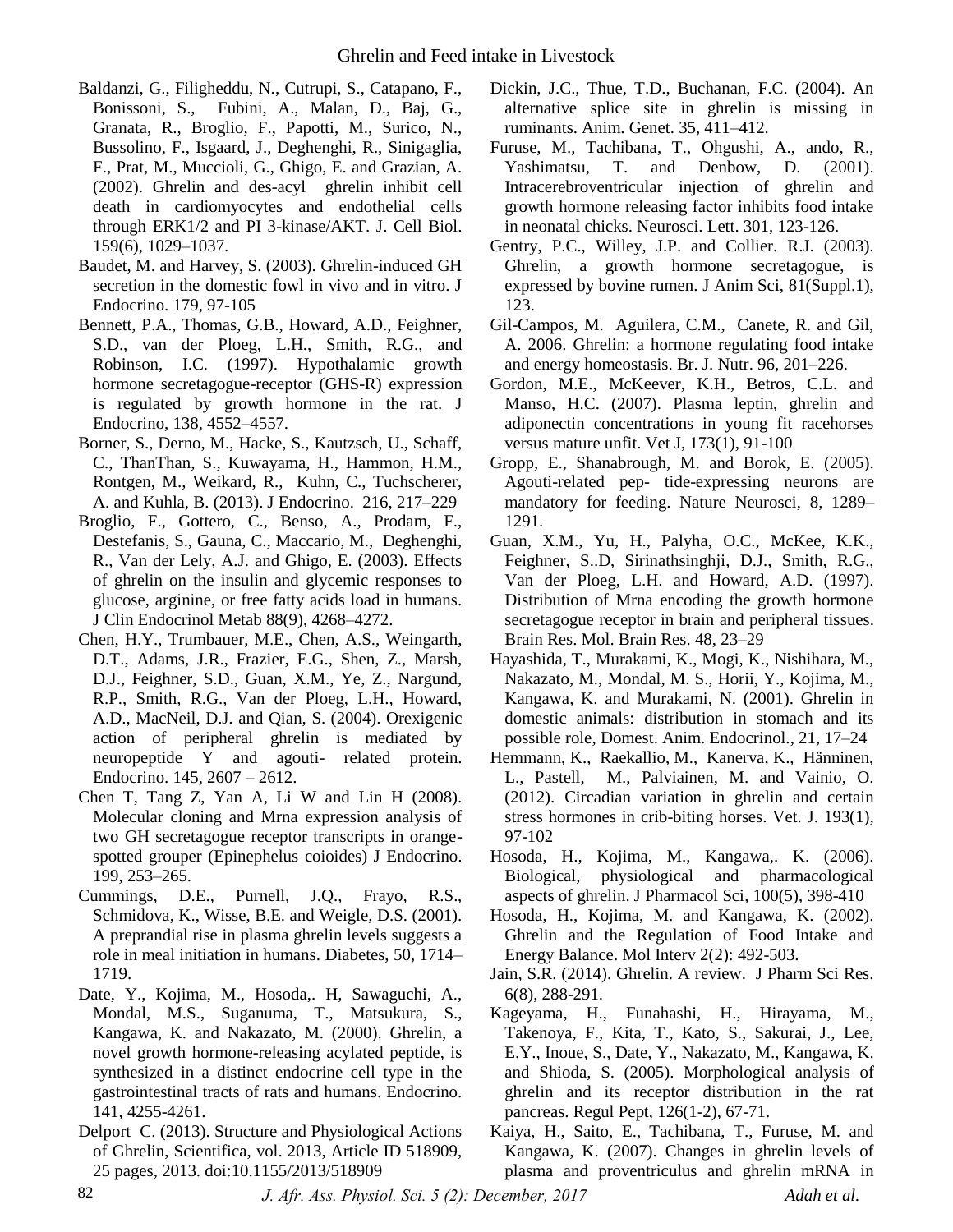Baldanzi, G., Filigheddu, N., Cutrupi, S., Catapano, F., Bonissoni, S., Fubini, A., Malan, D., Baj, G., Granata, R., Broglio, F., Papotti, M., Surico, N., Bussolino, F., Isgaard, J., Deghenghi, R., Sinigaglia, F., Prat, M., Muccioli, G., Ghigo, E. and Grazian, A. (2002). Ghrelin and des-acyl ghrelin inhibit cell death in cardiomyocytes and endothelial cells through ERK1/2 and PI 3-kinase/AKT. J. Cell Biol. 159(6), 1029–1037.

Baudet, M. and Harvey, S. (2003). Ghrelin-induced GH secretion in the domestic fowl in vivo and in vitro. J Endocrino. 179, 97-105

Bennett, P.A., Thomas, G.B., Howard, A.D., Feighner, S.D., van der Ploeg, L.H., Smith, R.G., and Robinson, I.C. (1997). Hypothalamic growth hormone secretagogue-receptor (GHS-R) expression is regulated by growth hormone in the rat. J Endocrino, 138, 4552–4557.

Borner, S., Derno, M., Hacke, S., Kautzsch, U., Schaff, C., ThanThan, S., Kuwayama, H., Hammon, H.M., Rontgen, M., Weikard, R., Kuhn, C., Tuchscherer, A. and Kuhla, B. (2013). J Endocrino. 216, 217–229

Broglio, F., Gottero, C., Benso, A., Prodam, F., Destefanis, S., Gauna, C., Maccario, M., Deghenghi, R., Van der Lely, A.J. and Ghigo, E. (2003). Effects of ghrelin on the insulin and glycemic responses to glucose, arginine, or free fatty acids load in humans. J Clin Endocrinol Metab 88(9), 4268–4272.

Chen, H.Y., Trumbauer, M.E., Chen, A.S., Weingarth, D.T., Adams, J.R., Frazier, E.G., Shen, Z., Marsh, D.J., Feighner, S.D., Guan, X.M., Ye, Z., Nargund, R.P., Smith, R.G., Van der Ploeg, L.H., Howard, A.D., MacNeil, D.J. and Qian, S. (2004). Orexigenic action of peripheral ghrelin is mediated by neuropeptide Y and agouti- related protein. Endocrino. 145, 2607 – 2612.

Chen T, Tang Z, Yan A, Li W and Lin H (2008). Molecular cloning and Mrna expression analysis of two GH secretagogue receptor transcripts in orange-spotted grouper (Epinephelus coioides) J Endocrino. 199, 253–265.

Cummings, D.E., Purnell, J.Q., Frayo, R.S., Schmidova, K., Wisse, B.E. and Weigle, D.S. (2001). A preprandial rise in plasma ghrelin levels suggests a role in meal initiation in humans. Diabetes, 50, 1714–1719.

Date, Y., Kojima, M., Hosoda,. H, Sawaguchi, A., Mondal, M.S., Suganuma, T., Matsukura, S., Kangawa, K. and Nakazato, M. (2000). Ghrelin, a novel growth hormone-releasing acylated peptide, is synthesized in a distinct endocrine cell type in the gastrointestinal tracts of rats and humans. Endocrino. 141, 4255-4261.

Delport C. (2013). Structure and Physiological Actions of Ghrelin, Scientifica, vol. 2013, Article ID 518909, 25 pages, 2013. doi:10.1155/2013/518909

Dickin, J.C., Thue, T.D., Buchanan, F.C. (2004). An alternative splice site in ghrelin is missing in ruminants. Anim. Genet. 35, 411–412.

Furuse, M., Tachibana, T., Ohgushi, A., ando, R., Yashimatsu, T. and Denbow, D. (2001). Intracerebroventricular injection of ghrelin and growth hormone releasing factor inhibits food intake in neonatal chicks. Neurosci. Lett. 301, 123-126.

Gentry, P.C., Willey, J.P. and Collier. R.J. (2003). Ghrelin, a growth hormone secretagogue, is expressed by bovine rumen. J Anim Sci, 81(Suppl.1), 123.

Gil-Campos, M. Aguilera, C.M., Canete, R. and Gil, A. 2006. Ghrelin: a hormone regulating food intake and energy homeostasis. Br. J. Nutr. 96, 201–226.

Gordon, M.E., McKeever, K.H., Betros, C.L. and Manso, H.C. (2007). Plasma leptin, ghrelin and adiponectin concentrations in young fit racehorses versus mature unfit. Vet J, 173(1), 91-100

Gropp, E., Shanabrough, M. and Borok, E. (2005). Agouti-related pep- tide-expressing neurons are mandatory for feeding. Nature Neurosci, 8, 1289–1291.

Guan, X.M., Yu, H., Palyha, O.C., McKee, K.K., Feighner, S..D, Sirinathsinghji, D.J., Smith, R.G., Van der Ploeg, L.H. and Howard, A.D. (1997). Distribution of Mrna encoding the growth hormone secretagogue receptor in brain and peripheral tissues. Brain Res. Mol. Brain Res. 48, 23–29

Hayashida, T., Murakami, K., Mogi, K., Nishihara, M., Nakazato, M., Mondal, M. S., Horii, Y., Kojima, M., Kangawa, K. and Murakami, N. (2001). Ghrelin in domestic animals: distribution in stomach and its possible role, Domest. Anim. Endocrinol., 21, 17–24

Hemmann, K., Raekallio, M., Kanerva, K., Hänninen, L., Pastell, M., Palviainen, M. and Vainio, O. (2012). Circadian variation in ghrelin and certain stress hormones in crib-biting horses. Vet. J. 193(1), 97-102

Hosoda, H., Kojima, M., Kangawa,. K. (2006). Biological, physiological and pharmacological aspects of ghrelin. J Pharmacol Sci, 100(5), 398-410

Hosoda, H., Kojima, M. and Kangawa, K. (2002). Ghrelin and the Regulation of Food Intake and Energy Balance. Mol Interv 2(2): 492-503.

Jain, S.R. (2014). Ghrelin. A review. J Pharm Sci Res. 6(8), 288-291.

Kageyama, H., Funahashi, H., Hirayama, M., Takenoya, F., Kita, T., Kato, S., Sakurai, J., Lee, E.Y., Inoue, S., Date, Y., Nakazato, M., Kangawa, K. and Shioda, S. (2005). Morphological analysis of ghrelin and its receptor distribution in the rat pancreas. Regul Pept, 126(1-2), 67-71.

Kaiya, H., Saito, E., Tachibana, T., Furuse, M. and Kangawa, K. (2007). Changes in ghrelin levels of plasma and proventriculus and ghrelin mRNA in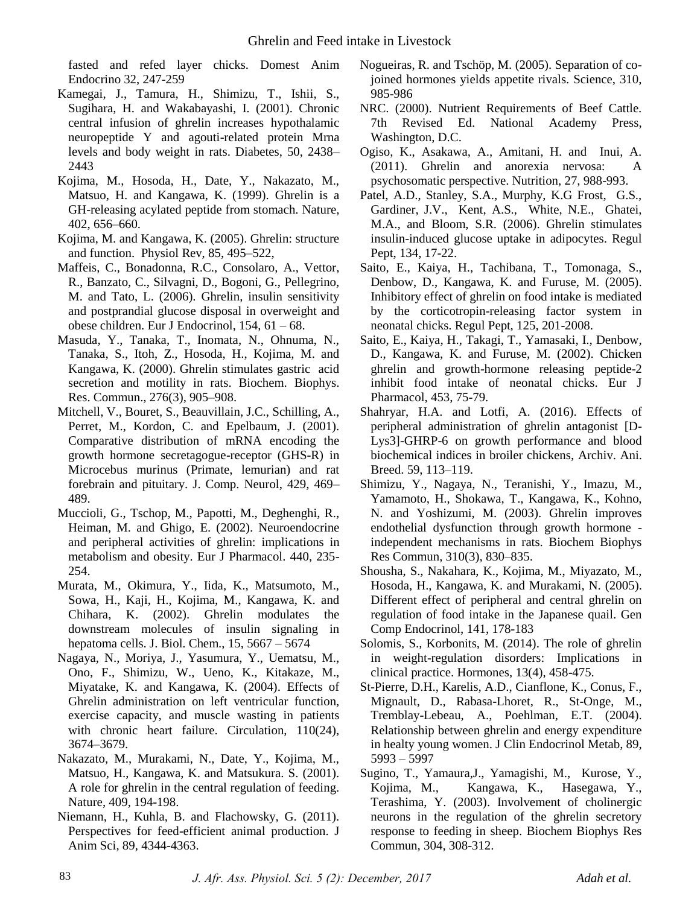fasted and refed layer chicks. Domest Anim Endocrino 32, 247-259

Kamegai, J., Tamura, H., Shimizu, T., Ishii, S., Sugihara, H. and Wakabayashi, I. (2001). Chronic central infusion of ghrelin increases hypothalamic neuropeptide Y and agouti-related protein Mrna levels and body weight in rats. Diabetes, 50, 2438–2443

Kojima, M., Hosoda, H., Date, Y., Nakazato, M., Matsuo, H. and Kangawa, K. (1999). Ghrelin is a GH-releasing acylated peptide from stomach. Nature, 402, 656–660.

Kojima, M. and Kangawa, K. (2005). Ghrelin: structure and function. Physiol Rev, 85, 495–522,

Maffeis, C., Bonadonna, R.C., Consolaro, A., Vettor, R., Banzato, C., Silvagni, D., Bogoni, G., Pellegrino, M. and Tato, L. (2006). Ghrelin, insulin sensitivity and postprandial glucose disposal in overweight and obese children. Eur J Endocrinol, 154, 61 – 68.

Masuda, Y., Tanaka, T., Inomata, N., Ohnuma, N., Tanaka, S., Itoh, Z., Hosoda, H., Kojima, M. and Kangawa, K. (2000). Ghrelin stimulates gastric acid secretion and motility in rats. Biochem. Biophys. Res. Commun., 276(3), 905–908.

Mitchell, V., Bouret, S., Beauvillain, J.C., Schilling, A., Perret, M., Kordon, C. and Epelbaum, J. (2001). Comparative distribution of mRNA encoding the growth hormone secretagogue-receptor (GHS-R) in Microcebus murinus (Primate, lemurian) and rat forebrain and pituitary. J. Comp. Neurol, 429, 469–489.

Muccioli, G., Tschop, M., Papotti, M., Deghenghi, R., Heiman, M. and Ghigo, E. (2002). Neuroendocrine and peripheral activities of ghrelin: implications in metabolism and obesity. Eur J Pharmacol. 440, 235-254.

Murata, M., Okimura, Y., Iida, K., Matsumoto, M., Sowa, H., Kaji, H., Kojima, M., Kangawa, K. and Chihara, K. (2002). Ghrelin modulates the downstream molecules of insulin signaling in hepatoma cells. J. Biol. Chem., 15, 5667 – 5674

Nagaya, N., Moriya, J., Yasumura, Y., Uematsu, M., Ono, F., Shimizu, W., Ueno, K., Kitakaze, M., Miyatake, K. and Kangawa, K. (2004). Effects of Ghrelin administration on left ventricular function, exercise capacity, and muscle wasting in patients with chronic heart failure. Circulation, 110(24), 3674–3679.

Nakazato, M., Murakami, N., Date, Y., Kojima, M., Matsuo, H., Kangawa, K. and Matsukura. S. (2001). A role for ghrelin in the central regulation of feeding. Nature, 409, 194-198.

Niemann, H., Kuhla, B. and Flachowsky, G. (2011). Perspectives for feed-efficient animal production. J Anim Sci, 89, 4344-4363.

Nogueiras, R. and Tschöp, M. (2005). Separation of co-joined hormones yields appetite rivals. Science, 310, 985-986

NRC. (2000). Nutrient Requirements of Beef Cattle. 7th Revised Ed. National Academy Press, Washington, D.C.

Ogiso, K., Asakawa, A., Amitani, H. and Inui, A. (2011). Ghrelin and anorexia nervosa: A psychosomatic perspective. Nutrition, 27, 988-993.

Patel, A.D., Stanley, S.A., Murphy, K.G Frost, G.S., Gardiner, J.V., Kent, A.S., White, N.E., Ghatei, M.A., and Bloom, S.R. (2006). Ghrelin stimulates insulin-induced glucose uptake in adipocytes. Regul Pept, 134, 17-22.

Saito, E., Kaiya, H., Tachibana, T., Tomonaga, S., Denbow, D., Kangawa, K. and Furuse, M. (2005). Inhibitory effect of ghrelin on food intake is mediated by the corticotropin-releasing factor system in neonatal chicks. Regul Pept, 125, 201-2008.

Saito, E., Kaiya, H., Takagi, T., Yamasaki, I., Denbow, D., Kangawa, K. and Furuse, M. (2002). Chicken ghrelin and growth-hormone releasing peptide-2 inhibit food intake of neonatal chicks. Eur J Pharmacol, 453, 75-79.

Shahryar, H.A. and Lotfi, A. (2016). Effects of peripheral administration of ghrelin antagonist [D-Lys3]-GHRP-6 on growth performance and blood biochemical indices in broiler chickens, Archiv. Ani. Breed. 59, 113–119.

Shimizu, Y., Nagaya, N., Teranishi, Y., Imazu, M., Yamamoto, H., Shokawa, T., Kangawa, K., Kohno, N. and Yoshizumi, M. (2003). Ghrelin improves endothelial dysfunction through growth hormone - independent mechanisms in rats. Biochem Biophys Res Commun, 310(3), 830–835.

Shousha, S., Nakahara, K., Kojima, M., Miyazato, M., Hosoda, H., Kangawa, K. and Murakami, N. (2005). Different effect of peripheral and central ghrelin on regulation of food intake in the Japanese quail. Gen Comp Endocrinol, 141, 178-183

Solomis, S., Korbonits, M. (2014). The role of ghrelin in weight-regulation disorders: Implications in clinical practice. Hormones, 13(4), 458-475.

St-Pierre, D.H., Karelis, A.D., Cianflone, K., Conus, F., Mignault, D., Rabasa-Lhoret, R., St-Onge, M., Tremblay-Lebeau, A., Poehlman, E.T. (2004). Relationship between ghrelin and energy expenditure in healty young women. J Clin Endocrinol Metab, 89, 5993 – 5997

Sugino, T., Yamaura,J., Yamagishi, M., Kurose, Y., Kojima, M., Kangawa, K., Hasegawa, Y., Terashima, Y. (2003). Involvement of cholinergic neurons in the regulation of the ghrelin secretory response to feeding in sheep. Biochem Biophys Res Commun, 304, 308-312.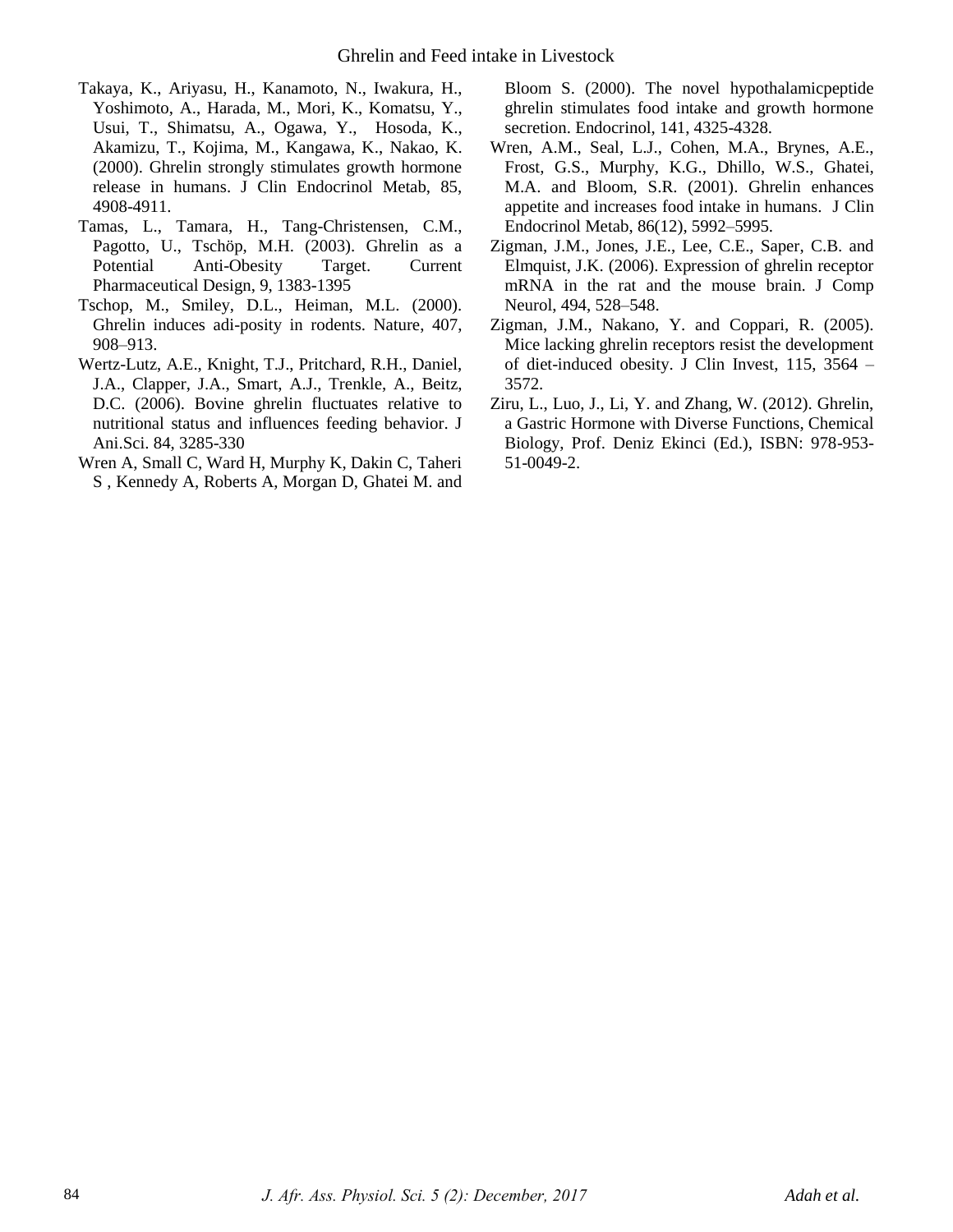Takaya, K., Ariyasu, H., Kanamoto, N., Iwakura, H., Yoshimoto, A., Harada, M., Mori, K., Komatsu, Y., Usui, T., Shimatsu, A., Ogawa, Y., Hosoda, K., Akamizu, T., Kojima, M., Kangawa, K., Nakao, K. (2000). Ghrelin strongly stimulates growth hormone release in humans. J Clin Endocrinol Metab, 85, 4908-4911.

Tamas, L., Tamara, H., Tang-Christensen, C.M., Pagotto, U., Tschöp, M.H. (2003). Ghrelin as a Potential Anti-Obesity Target. Current Pharmaceutical Design, 9, 1383-1395

Tschop, M., Smiley, D.L., Heiman, M.L. (2000). Ghrelin induces adi-posity in rodents. Nature, 407, 908–913.

Wertz-Lutz, A.E., Knight, T.J., Pritchard, R.H., Daniel, J.A., Clapper, J.A., Smart, A.J., Trenkle, A., Beitz, D.C. (2006). Bovine ghrelin fluctuates relative to nutritional status and influences feeding behavior. J Ani.Sci. 84, 3285-330

Wren A, Small C, Ward H, Murphy K, Dakin C, Taheri S , Kennedy A, Roberts A, Morgan D, Ghatei M. and Bloom S. (2000). The novel hypothalamicpeptide ghrelin stimulates food intake and growth hormone secretion. Endocrinol, 141, 4325-4328.

Wren, A.M., Seal, L.J., Cohen, M.A., Brynes, A.E., Frost, G.S., Murphy, K.G., Dhillo, W.S., Ghatei, M.A. and Bloom, S.R. (2001). Ghrelin enhances appetite and increases food intake in humans. J Clin Endocrinol Metab, 86(12), 5992–5995.

Zigman, J.M., Jones, J.E., Lee, C.E., Saper, C.B. and Elmquist, J.K. (2006). Expression of ghrelin receptor mRNA in the rat and the mouse brain. J Comp Neurol, 494, 528–548.

Zigman, J.M., Nakano, Y. and Coppari, R. (2005). Mice lacking ghrelin receptors resist the development of diet-induced obesity. J Clin Invest, 115, 3564 – 3572.

Ziru, L., Luo, J., Li, Y. and Zhang, W. (2012). Ghrelin, a Gastric Hormone with Diverse Functions, Chemical Biology, Prof. Deniz Ekinci (Ed.), ISBN: 978-953-51-0049-2.